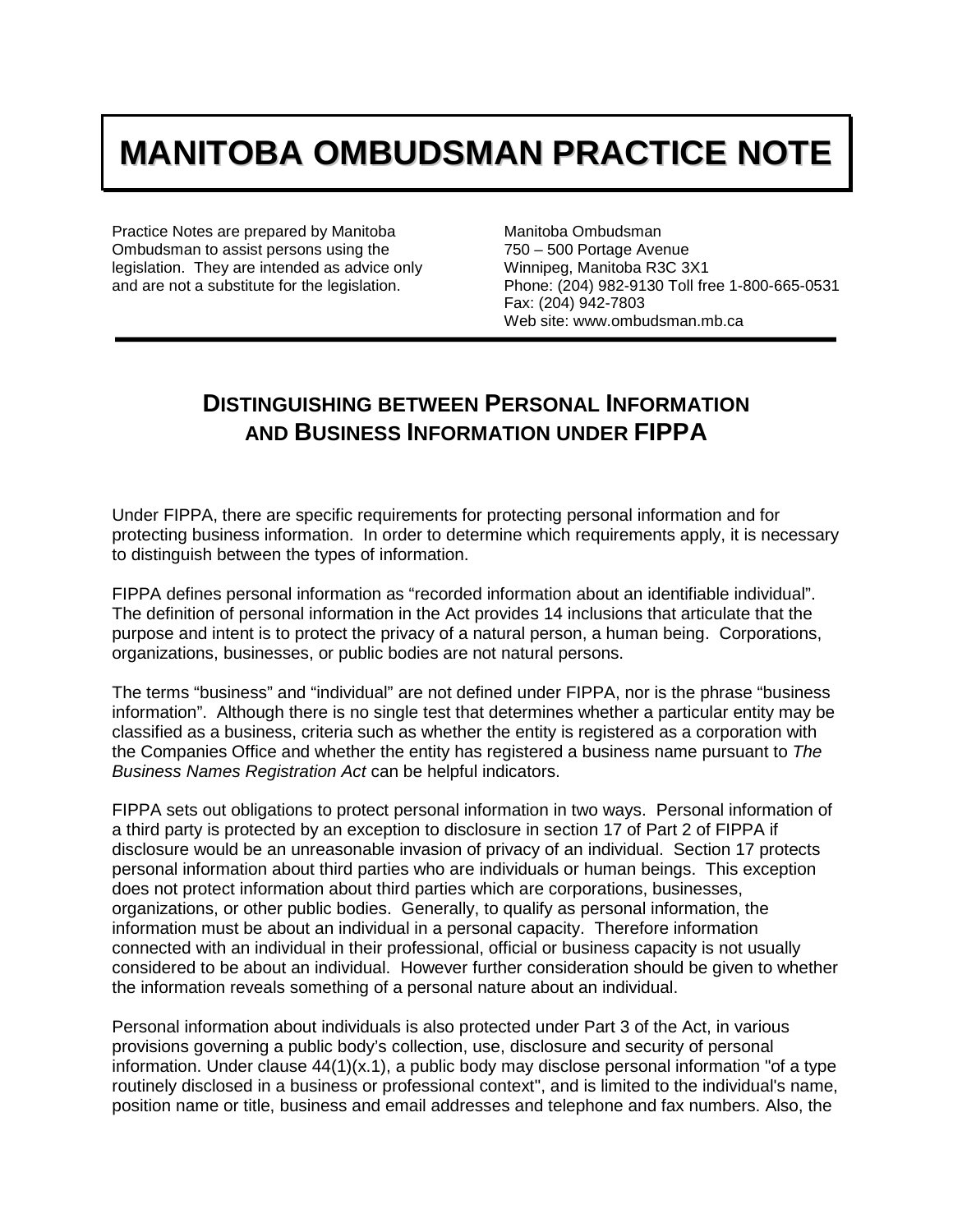# MANITOBA OMBUDSMAN PRACTICE NOTE

Practice Notes are prepared by Manitoba Ombudsman to assist persons using the legislation. They are intended as advice only and are not a substitute for the legislation.

Manitoba Ombudsman
750 – 500 Portage Avenue
Winnipeg, Manitoba R3C 3X1
Phone: (204) 982-9130 Toll free 1-800-665-0531
Fax: (204) 942-7803
Web site: www.ombudsman.mb.ca

## DISTINGUISHING BETWEEN PERSONAL INFORMATION AND BUSINESS INFORMATION UNDER FIPPA

Under FIPPA, there are specific requirements for protecting personal information and for protecting business information. In order to determine which requirements apply, it is necessary to distinguish between the types of information.

FIPPA defines personal information as "recorded information about an identifiable individual". The definition of personal information in the Act provides 14 inclusions that articulate that the purpose and intent is to protect the privacy of a natural person, a human being. Corporations, organizations, businesses, or public bodies are not natural persons.

The terms "business" and "individual" are not defined under FIPPA, nor is the phrase "business information". Although there is no single test that determines whether a particular entity may be classified as a business, criteria such as whether the entity is registered as a corporation with the Companies Office and whether the entity has registered a business name pursuant to *The Business Names Registration Act* can be helpful indicators.

FIPPA sets out obligations to protect personal information in two ways. Personal information of a third party is protected by an exception to disclosure in section 17 of Part 2 of FIPPA if disclosure would be an unreasonable invasion of privacy of an individual. Section 17 protects personal information about third parties who are individuals or human beings. This exception does not protect information about third parties which are corporations, businesses, organizations, or other public bodies. Generally, to qualify as personal information, the information must be about an individual in a personal capacity. Therefore information connected with an individual in their professional, official or business capacity is not usually considered to be about an individual. However further consideration should be given to whether the information reveals something of a personal nature about an individual.

Personal information about individuals is also protected under Part 3 of the Act, in various provisions governing a public body's collection, use, disclosure and security of personal information. Under clause 44(1)(x.1), a public body may disclose personal information "of a type routinely disclosed in a business or professional context", and is limited to the individual's name, position name or title, business and email addresses and telephone and fax numbers. Also, the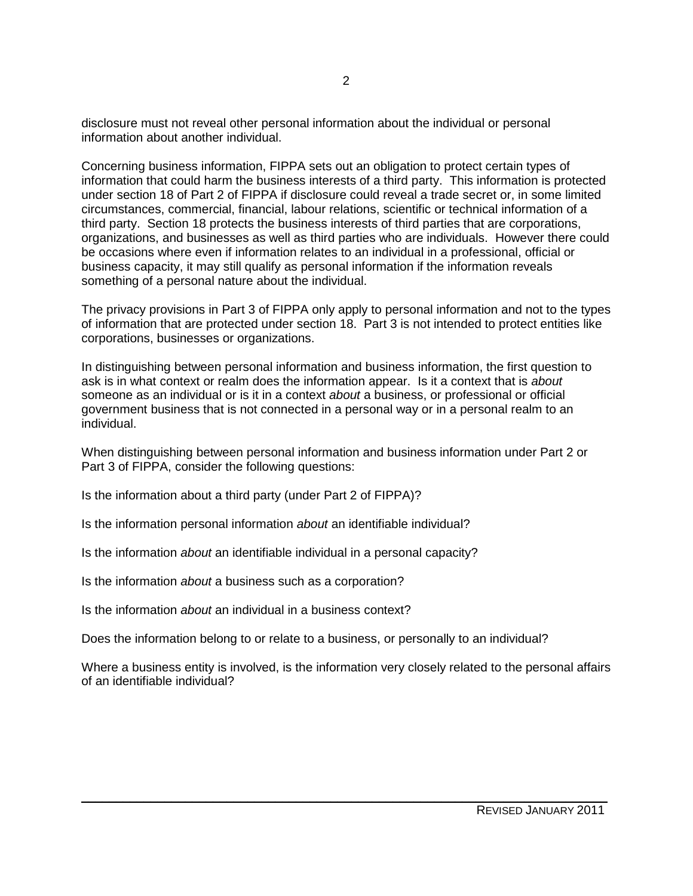disclosure must not reveal other personal information about the individual or personal information about another individual.

Concerning business information, FIPPA sets out an obligation to protect certain types of information that could harm the business interests of a third party. This information is protected under section 18 of Part 2 of FIPPA if disclosure could reveal a trade secret or, in some limited circumstances, commercial, financial, labour relations, scientific or technical information of a third party. Section 18 protects the business interests of third parties that are corporations, organizations, and businesses as well as third parties who are individuals. However there could be occasions where even if information relates to an individual in a professional, official or business capacity, it may still qualify as personal information if the information reveals something of a personal nature about the individual.

The privacy provisions in Part 3 of FIPPA only apply to personal information and not to the types of information that are protected under section 18. Part 3 is not intended to protect entities like corporations, businesses or organizations.

In distinguishing between personal information and business information, the first question to ask is in what context or realm does the information appear. Is it a context that is *about* someone as an individual or is it in a context *about* a business, or professional or official government business that is not connected in a personal way or in a personal realm to an individual.

When distinguishing between personal information and business information under Part 2 or Part 3 of FIPPA, consider the following questions:

Is the information about a third party (under Part 2 of FIPPA)?

Is the information personal information *about* an identifiable individual?

Is the information *about* an identifiable individual in a personal capacity?

Is the information *about* a business such as a corporation?

Is the information *about* an individual in a business context?

Does the information belong to or relate to a business, or personally to an individual?

Where a business entity is involved, is the information very closely related to the personal affairs of an identifiable individual?